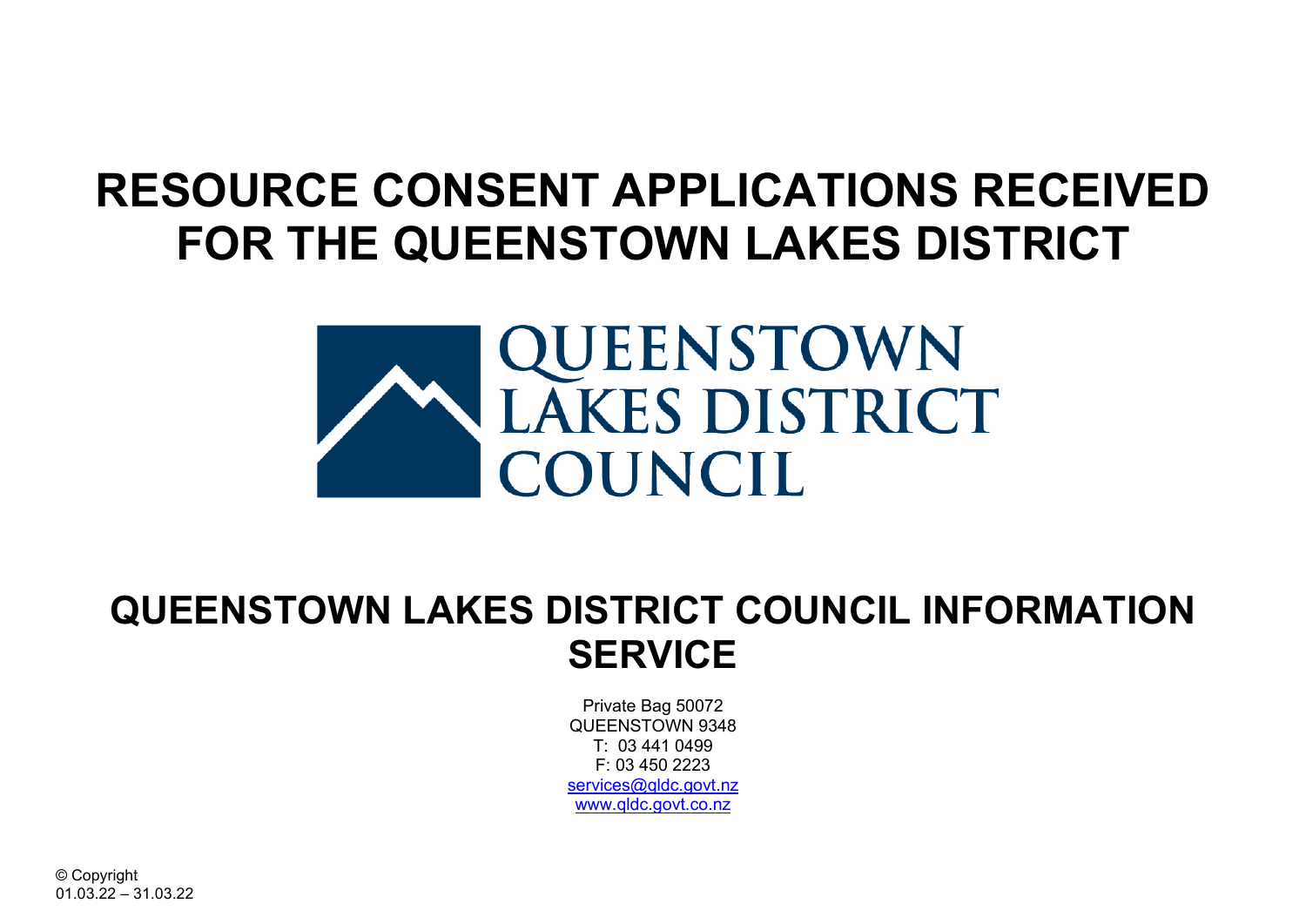# RESOURCE CONSENT APPLICATIONS RECEIVED FOR THE QUEENSTOWN LAKES DISTRICT

QUEENSTOWN LAKES DISTRICT COUNCIL

## QUEENSTOWN LAKES DISTRICT COUNCIL INFORMATION SERVICE

Private Bag 50072
QUEENSTOWN 9348
T: 03 441 0499
F: 03 450 2223
services@qldc.govt.nz
www.qldc.govt.co.nz

© Copyright
01.03.22 – 31.03.22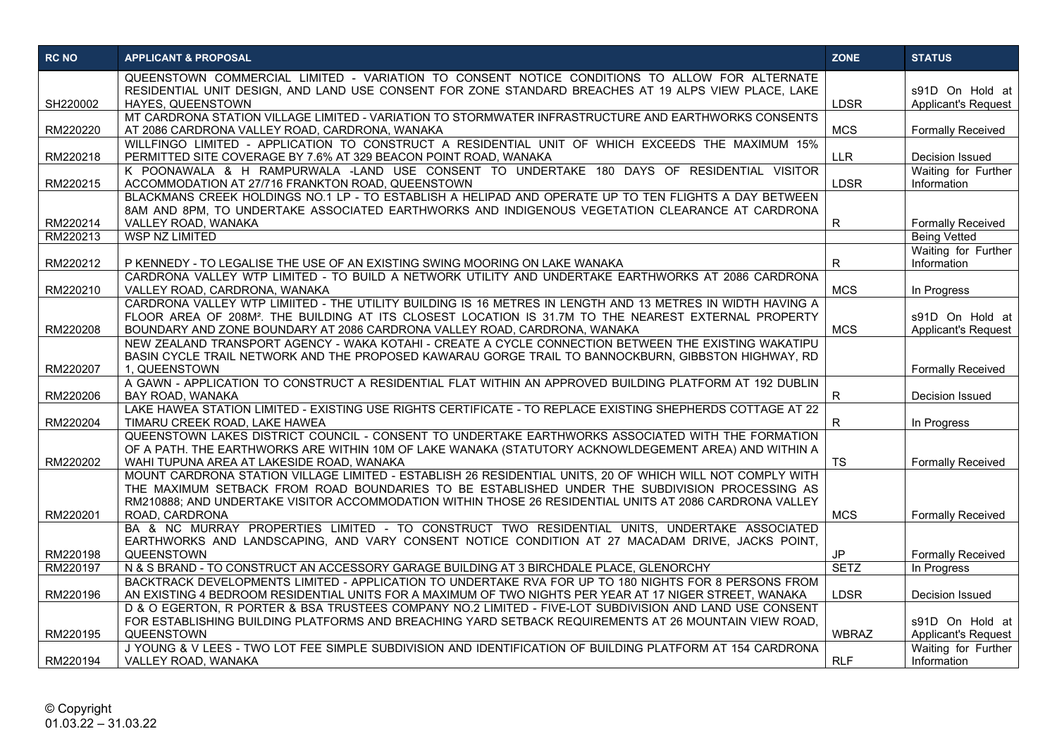| RC NO | APPLICANT & PROPOSAL | ZONE | STATUS |
|---|---|---|---|
| SH220002 | QUEENSTOWN COMMERCIAL LIMITED - VARIATION TO CONSENT NOTICE CONDITIONS TO ALLOW FOR ALTERNATE RESIDENTIAL UNIT DESIGN, AND LAND USE CONSENT FOR ZONE STANDARD BREACHES AT 19 ALPS VIEW PLACE, LAKE HAYES, QUEENSTOWN | LDSR | s91D On Hold at Applicant's Request |
| RM220220 | MT CARDRONA STATION VILLAGE LIMITED - VARIATION TO STORMWATER INFRASTRUCTURE AND EARTHWORKS CONSENTS AT 2086 CARDRONA VALLEY ROAD, CARDRONA, WANAKA | MCS | Formally Received |
| RM220218 | WILLFINGO LIMITED - APPLICATION TO CONSTRUCT A RESIDENTIAL UNIT OF WHICH EXCEEDS THE MAXIMUM 15% PERMITTED SITE COVERAGE BY 7.6% AT 329 BEACON POINT ROAD, WANAKA | LLR | Decision Issued |
| RM220215 | K POONAWALA & H RAMPURWALA -LAND USE CONSENT TO UNDERTAKE 180 DAYS OF RESIDENTIAL VISITOR ACCOMMODATION AT 27/716 FRANKTON ROAD, QUEENSTOWN | LDSR | Waiting for Further Information |
| RM220214 | BLACKMANS CREEK HOLDINGS NO.1 LP - TO ESTABLISH A HELIPAD AND OPERATE UP TO TEN FLIGHTS A DAY BETWEEN 8AM AND 8PM, TO UNDERTAKE ASSOCIATED EARTHWORKS AND INDIGENOUS VEGETATION CLEARANCE AT CARDRONA VALLEY ROAD, WANAKA | R | Formally Received |
| RM220213 | WSP NZ LIMITED | | Being Vetted |
| RM220212 | P KENNEDY - TO LEGALISE THE USE OF AN EXISTING SWING MOORING ON LAKE WANAKA | R | Waiting for Further Information |
| RM220210 | CARDRONA VALLEY WTP LIMITED - TO BUILD A NETWORK UTILITY AND UNDERTAKE EARTHWORKS AT 2086 CARDRONA VALLEY ROAD, CARDRONA, WANAKA | MCS | In Progress |
| RM220208 | CARDRONA VALLEY WTP LIMIITED - THE UTILITY BUILDING IS 16 METRES IN LENGTH AND 13 METRES IN WIDTH HAVING A FLOOR AREA OF 208M². THE BUILDING AT ITS CLOSEST LOCATION IS 31.7M TO THE NEAREST EXTERNAL PROPERTY BOUNDARY AND ZONE BOUNDARY AT 2086 CARDRONA VALLEY ROAD, CARDRONA, WANAKA | MCS | s91D On Hold at Applicant's Request |
| RM220207 | NEW ZEALAND TRANSPORT AGENCY - WAKA KOTAHI - CREATE A CYCLE CONNECTION BETWEEN THE EXISTING WAKATIPU BASIN CYCLE TRAIL NETWORK AND THE PROPOSED KAWARAU GORGE TRAIL TO BANNOCKBURN, GIBBSTON HIGHWAY, RD 1, QUEENSTOWN | | Formally Received |
| RM220206 | A GAWN - APPLICATION TO CONSTRUCT A RESIDENTIAL FLAT WITHIN AN APPROVED BUILDING PLATFORM AT 192 DUBLIN BAY ROAD, WANAKA | R | Decision Issued |
| RM220204 | LAKE HAWEA STATION LIMITED - EXISTING USE RIGHTS CERTIFICATE - TO REPLACE EXISTING SHEPHERDS COTTAGE AT 22 TIMARU CREEK ROAD, LAKE HAWEA | R | In Progress |
| RM220202 | QUEENSTOWN LAKES DISTRICT COUNCIL - CONSENT TO UNDERTAKE EARTHWORKS ASSOCIATED WITH THE FORMATION OF A PATH. THE EARTHWORKS ARE WITHIN 10M OF LAKE WANAKA (STATUTORY ACKNOWLDEGEMENT AREA) AND WITHIN A WAHI TUPUNA AREA AT LAKESIDE ROAD, WANAKA | TS | Formally Received |
| RM220201 | MOUNT CARDRONA STATION VILLAGE LIMITED - ESTABLISH 26 RESIDENTIAL UNITS, 20 OF WHICH WILL NOT COMPLY WITH THE MAXIMUM SETBACK FROM ROAD BOUNDARIES TO BE ESTABLISHED UNDER THE SUBDIVISION PROCESSING AS RM210888; AND UNDERTAKE VISITOR ACCOMMODATION WITHIN THOSE 26 RESIDENTIAL UNITS AT 2086 CARDRONA VALLEY ROAD, CARDRONA | MCS | Formally Received |
| RM220198 | BA & NC MURRAY PROPERTIES LIMITED - TO CONSTRUCT TWO RESIDENTIAL UNITS, UNDERTAKE ASSOCIATED EARTHWORKS AND LANDSCAPING, AND VARY CONSENT NOTICE CONDITION AT 27 MACADAM DRIVE, JACKS POINT, QUEENSTOWN | JP | Formally Received |
| RM220197 | N & S BRAND - TO CONSTRUCT AN ACCESSORY GARAGE BUILDING AT 3 BIRCHDALE PLACE, GLENORCHY | SETZ | In Progress |
| RM220196 | BACKTRACK DEVELOPMENTS LIMITED - APPLICATION TO UNDERTAKE RVA FOR UP TO 180 NIGHTS FOR 8 PERSONS FROM AN EXISTING 4 BEDROOM RESIDENTIAL UNITS FOR A MAXIMUM OF TWO NIGHTS PER YEAR AT 17 NIGER STREET, WANAKA | LDSR | Decision Issued |
| RM220195 | D & O EGERTON, R PORTER & BSA TRUSTEES COMPANY NO.2 LIMITED - FIVE-LOT SUBDIVISION AND LAND USE CONSENT FOR ESTABLISHING BUILDING PLATFORMS AND BREACHING YARD SETBACK REQUIREMENTS AT 26 MOUNTAIN VIEW ROAD, QUEENSTOWN | WBRAZ | s91D On Hold at Applicant's Request |
| RM220194 | J YOUNG & V LEES - TWO LOT FEE SIMPLE SUBDIVISION AND IDENTIFICATION OF BUILDING PLATFORM AT 154 CARDRONA VALLEY ROAD, WANAKA | RLF | Waiting for Further Information |

© Copyright
01.03.22 – 31.03.22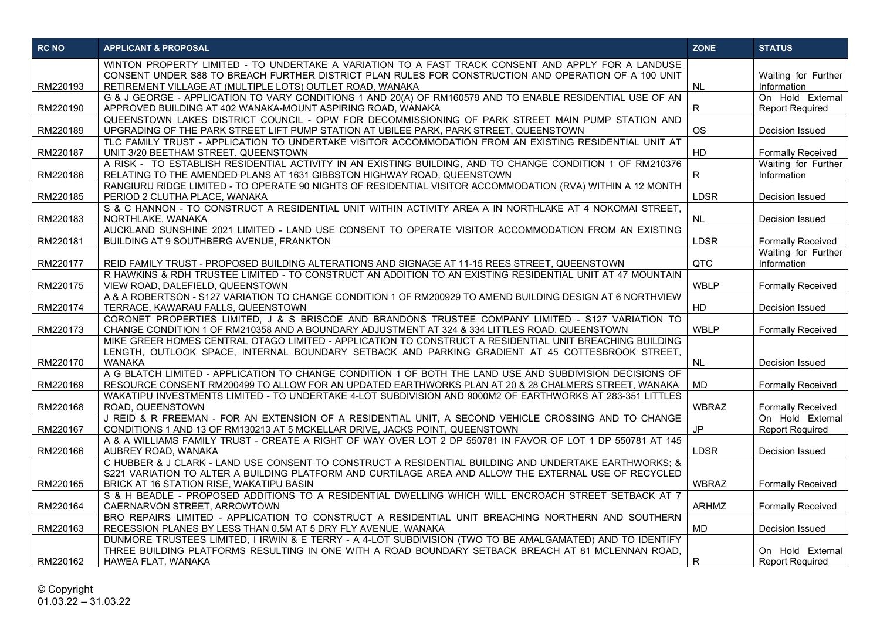| RC NO | APPLICANT & PROPOSAL | ZONE | STATUS |
|---|---|---|---|
| RM220193 | WINTON PROPERTY LIMITED - TO UNDERTAKE A VARIATION TO A FAST TRACK CONSENT AND APPLY FOR A LANDUSE CONSENT UNDER S88 TO BREACH FURTHER DISTRICT PLAN RULES FOR CONSTRUCTION AND OPERATION OF A 100 UNIT RETIREMENT VILLAGE AT (MULTIPLE LOTS) OUTLET ROAD, WANAKA | NL | Waiting for Further Information |
| RM220190 | G & J GEORGE - APPLICATION TO VARY CONDITIONS 1 AND 20(A) OF RM160579 AND TO ENABLE RESIDENTIAL USE OF AN APPROVED BUILDING AT 402 WANAKA-MOUNT ASPIRING ROAD, WANAKA | R | On Hold External Report Required |
| RM220189 | QUEENSTOWN LAKES DISTRICT COUNCIL - OPW FOR DECOMMISSIONING OF PARK STREET MAIN PUMP STATION AND UPGRADING OF THE PARK STREET LIFT PUMP STATION AT UBILEE PARK, PARK STREET, QUEENSTOWN | OS | Decision Issued |
| RM220187 | TLC FAMILY TRUST - APPLICATION TO UNDERTAKE VISITOR ACCOMMODATION FROM AN EXISTING RESIDENTIAL UNIT AT UNIT 3/20 BEETHAM STREET, QUEENSTOWN | HD | Formally Received |
| RM220186 | A RISK - TO ESTABLISH RESIDENTIAL ACTIVITY IN AN EXISTING BUILDING, AND TO CHANGE CONDITION 1 OF RM210376 RELATING TO THE AMENDED PLANS AT 1631 GIBBSTON HIGHWAY ROAD, QUEENSTOWN | R | Waiting for Further Information |
| RM220185 | RANGIURU RIDGE LIMITED - TO OPERATE 90 NIGHTS OF RESIDENTIAL VISITOR ACCOMMODATION (RVA) WITHIN A 12 MONTH PERIOD 2 CLUTHA PLACE, WANAKA | LDSR | Decision Issued |
| RM220183 | S & C HANNON - TO CONSTRUCT A RESIDENTIAL UNIT WITHIN ACTIVITY AREA A IN NORTHLAKE AT 4 NOKOMAI STREET, NORTHLAKE, WANAKA | NL | Decision Issued |
| RM220181 | AUCKLAND SUNSHINE 2021 LIMITED - LAND USE CONSENT TO OPERATE VISITOR ACCOMMODATION FROM AN EXISTING BUILDING AT 9 SOUTHBERG AVENUE, FRANKTON | LDSR | Formally Received |
| RM220177 | REID FAMILY TRUST - PROPOSED BUILDING ALTERATIONS AND SIGNAGE AT 11-15 REES STREET, QUEENSTOWN | QTC | Waiting for Further Information |
| RM220175 | R HAWKINS & RDH TRUSTEE LIMITED - TO CONSTRUCT AN ADDITION TO AN EXISTING RESIDENTIAL UNIT AT 47 MOUNTAIN VIEW ROAD, DALEFIELD, QUEENSTOWN | WBLP | Formally Received |
| RM220174 | A & A ROBERTSON - S127 VARIATION TO CHANGE CONDITION 1 OF RM200929 TO AMEND BUILDING DESIGN AT 6 NORTHVIEW TERRACE, KAWARAU FALLS, QUEENSTOWN | HD | Decision Issued |
| RM220173 | CORONET PROPERTIES LIMITED, J & S BRISCOE AND BRANDONS TRUSTEE COMPANY LIMITED - S127 VARIATION TO CHANGE CONDITION 1 OF RM210358 AND A BOUNDARY ADJUSTMENT AT 324 & 334 LITTLES ROAD, QUEENSTOWN | WBLP | Formally Received |
| RM220170 | MIKE GREER HOMES CENTRAL OTAGO LIMITED - APPLICATION TO CONSTRUCT A RESIDENTIAL UNIT BREACHING BUILDING LENGTH, OUTLOOK SPACE, INTERNAL BOUNDARY SETBACK AND PARKING GRADIENT AT 45 COTTESBROOK STREET, WANAKA | NL | Decision Issued |
| RM220169 | A G BLATCH LIMITED - APPLICATION TO CHANGE CONDITION 1 OF BOTH THE LAND USE AND SUBDIVISION DECISIONS OF RESOURCE CONSENT RM200499 TO ALLOW FOR AN UPDATED EARTHWORKS PLAN AT 20 & 28 CHALMERS STREET, WANAKA | MD | Formally Received |
| RM220168 | WAKATIPU INVESTMENTS LIMITED - TO UNDERTAKE 4-LOT SUBDIVISION AND 9000M2 OF EARTHWORKS AT 283-351 LITTLES ROAD, QUEENSTOWN | WBRAZ | Formally Received |
| RM220167 | J REID & R FREEMAN - FOR AN EXTENSION OF A RESIDENTIAL UNIT, A SECOND VEHICLE CROSSING AND TO CHANGE CONDITIONS 1 AND 13 OF RM130213 AT 5 MCKELLAR DRIVE, JACKS POINT, QUEENSTOWN | JP | On Hold External Report Required |
| RM220166 | A & A WILLIAMS FAMILY TRUST - CREATE A RIGHT OF WAY OVER LOT 2 DP 550781 IN FAVOR OF LOT 1 DP 550781 AT 145 AUBREY ROAD, WANAKA | LDSR | Decision Issued |
| RM220165 | C HUBBER & J CLARK - LAND USE CONSENT TO CONSTRUCT A RESIDENTIAL BUILDING AND UNDERTAKE EARTHWORKS; & S221 VARIATION TO ALTER A BUILDING PLATFORM AND CURTILAGE AREA AND ALLOW THE EXTERNAL USE OF RECYCLED BRICK AT 16 STATION RISE, WAKATIPU BASIN | WBRAZ | Formally Received |
| RM220164 | S & H BEADLE - PROPOSED ADDITIONS TO A RESIDENTIAL DWELLING WHICH WILL ENCROACH STREET SETBACK AT 7 CAERNARVON STREET, ARROWTOWN | ARHMZ | Formally Received |
| RM220163 | BRO REPAIRS LIMITED - APPLICATION TO CONSTRUCT A RESIDENTIAL UNIT BREACHING NORTHERN AND SOUTHERN RECESSION PLANES BY LESS THAN 0.5M AT 5 DRY FLY AVENUE, WANAKA | MD | Decision Issued |
| RM220162 | DUNMORE TRUSTEES LIMITED, I IRWIN & E TERRY - A 4-LOT SUBDIVISION (TWO TO BE AMALGAMATED) AND TO IDENTIFY THREE BUILDING PLATFORMS RESULTING IN ONE WITH A ROAD BOUNDARY SETBACK BREACH AT 81 MCLENNAN ROAD, HAWEA FLAT, WANAKA | R | On Hold External Report Required |

© Copyright
01.03.22 – 31.03.22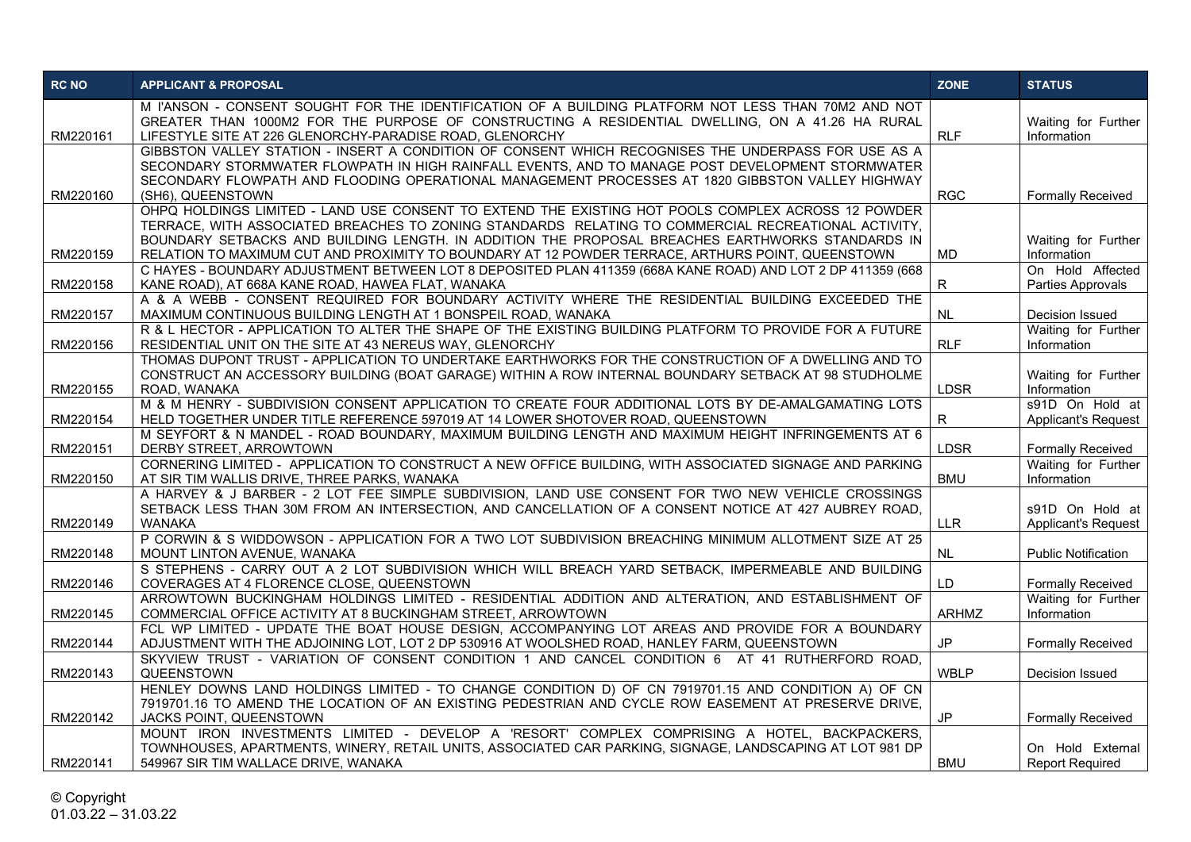| RC NO | APPLICANT & PROPOSAL | ZONE | STATUS |
|---|---|---|---|
| RM220161 | M I'ANSON - CONSENT SOUGHT FOR THE IDENTIFICATION OF A BUILDING PLATFORM NOT LESS THAN 70M2 AND NOT GREATER THAN 1000M2 FOR THE PURPOSE OF CONSTRUCTING A RESIDENTIAL DWELLING, ON A 41.26 HA RURAL LIFESTYLE SITE AT 226 GLENORCHY-PARADISE ROAD, GLENORCHY | RLF | Waiting for Further Information |
| RM220160 | GIBBSTON VALLEY STATION - INSERT A CONDITION OF CONSENT WHICH RECOGNISES THE UNDERPASS FOR USE AS A SECONDARY STORMWATER FLOWPATH IN HIGH RAINFALL EVENTS, AND TO MANAGE POST DEVELOPMENT STORMWATER SECONDARY FLOWPATH AND FLOODING OPERATIONAL MANAGEMENT PROCESSES AT 1820 GIBBSTON VALLEY HIGHWAY (SH6), QUEENSTOWN | RGC | Formally Received |
| RM220159 | OHPQ HOLDINGS LIMITED - LAND USE CONSENT TO EXTEND THE EXISTING HOT POOLS COMPLEX ACROSS 12 POWDER TERRACE, WITH ASSOCIATED BREACHES TO ZONING STANDARDS RELATING TO COMMERCIAL RECREATIONAL ACTIVITY, BOUNDARY SETBACKS AND BUILDING LENGTH. IN ADDITION THE PROPOSAL BREACHES EARTHWORKS STANDARDS IN RELATION TO MAXIMUM CUT AND PROXIMITY TO BOUNDARY AT 12 POWDER TERRACE, ARTHURS POINT, QUEENSTOWN | MD | Waiting for Further Information |
| RM220158 | C HAYES - BOUNDARY ADJUSTMENT BETWEEN LOT 8 DEPOSITED PLAN 411359 (668A KANE ROAD) AND LOT 2 DP 411359 (668 KANE ROAD), AT 668A KANE ROAD, HAWEA FLAT, WANAKA | R | On Hold Affected Parties Approvals |
| RM220157 | A & A WEBB - CONSENT REQUIRED FOR BOUNDARY ACTIVITY WHERE THE RESIDENTIAL BUILDING EXCEEDED THE MAXIMUM CONTINUOUS BUILDING LENGTH AT 1 BONSPEIL ROAD, WANAKA | NL | Decision Issued |
| RM220156 | R & L HECTOR - APPLICATION TO ALTER THE SHAPE OF THE EXISTING BUILDING PLATFORM TO PROVIDE FOR A FUTURE RESIDENTIAL UNIT ON THE SITE AT 43 NEREUS WAY, GLENORCHY | RLF | Waiting for Further Information |
| RM220155 | THOMAS DUPONT TRUST - APPLICATION TO UNDERTAKE EARTHWORKS FOR THE CONSTRUCTION OF A DWELLING AND TO CONSTRUCT AN ACCESSORY BUILDING (BOAT GARAGE) WITHIN A ROW INTERNAL BOUNDARY SETBACK AT 98 STUDHOLME ROAD, WANAKA | LDSR | Waiting for Further Information |
| RM220154 | M & M HENRY - SUBDIVISION CONSENT APPLICATION TO CREATE FOUR ADDITIONAL LOTS BY DE-AMALGAMATING LOTS HELD TOGETHER UNDER TITLE REFERENCE 597019 AT 14 LOWER SHOTOVER ROAD, QUEENSTOWN | R | s91D On Hold at Applicant's Request |
| RM220151 | M SEYFORT & N MANDEL - ROAD BOUNDARY, MAXIMUM BUILDING LENGTH AND MAXIMUM HEIGHT INFRINGEMENTS AT 6 DERBY STREET, ARROWTOWN | LDSR | Formally Received |
| RM220150 | CORNERING LIMITED - APPLICATION TO CONSTRUCT A NEW OFFICE BUILDING, WITH ASSOCIATED SIGNAGE AND PARKING AT SIR TIM WALLIS DRIVE, THREE PARKS, WANAKA | BMU | Waiting for Further Information |
| RM220149 | A HARVEY & J BARBER - 2 LOT FEE SIMPLE SUBDIVISION, LAND USE CONSENT FOR TWO NEW VEHICLE CROSSINGS SETBACK LESS THAN 30M FROM AN INTERSECTION, AND CANCELLATION OF A CONSENT NOTICE AT 427 AUBREY ROAD, WANAKA | LLR | s91D On Hold at Applicant's Request |
| RM220148 | P CORWIN & S WIDDOWSON - APPLICATION FOR A TWO LOT SUBDIVISION BREACHING MINIMUM ALLOTMENT SIZE AT 25 MOUNT LINTON AVENUE, WANAKA | NL | Public Notification |
| RM220146 | S STEPHENS - CARRY OUT A 2 LOT SUBDIVISION WHICH WILL BREACH YARD SETBACK, IMPERMEABLE AND BUILDING COVERAGES AT 4 FLORENCE CLOSE, QUEENSTOWN | LD | Formally Received |
| RM220145 | ARROWTOWN BUCKINGHAM HOLDINGS LIMITED - RESIDENTIAL ADDITION AND ALTERATION, AND ESTABLISHMENT OF COMMERCIAL OFFICE ACTIVITY AT 8 BUCKINGHAM STREET, ARROWTOWN | ARHMZ | Waiting for Further Information |
| RM220144 | FCL WP LIMITED - UPDATE THE BOAT HOUSE DESIGN, ACCOMPANYING LOT AREAS AND PROVIDE FOR A BOUNDARY ADJUSTMENT WITH THE ADJOINING LOT, LOT 2 DP 530916 AT WOOLSHED ROAD, HANLEY FARM, QUEENSTOWN | JP | Formally Received |
| RM220143 | SKYVIEW TRUST - VARIATION OF CONSENT CONDITION 1 AND CANCEL CONDITION 6 AT 41 RUTHERFORD ROAD, QUEENSTOWN | WBLP | Decision Issued |
| RM220142 | HENLEY DOWNS LAND HOLDINGS LIMITED - TO CHANGE CONDITION D) OF CN 7919701.15 AND CONDITION A) OF CN 7919701.16 TO AMEND THE LOCATION OF AN EXISTING PEDESTRIAN AND CYCLE ROW EASEMENT AT PRESERVE DRIVE, JACKS POINT, QUEENSTOWN | JP | Formally Received |
| RM220141 | MOUNT IRON INVESTMENTS LIMITED - DEVELOP A 'RESORT' COMPLEX COMPRISING A HOTEL, BACKPACKERS, TOWNHOUSES, APARTMENTS, WINERY, RETAIL UNITS, ASSOCIATED CAR PARKING, SIGNAGE, LANDSCAPING AT LOT 981 DP 549967 SIR TIM WALLACE DRIVE, WANAKA | BMU | On Hold External Report Required |

© Copyright
01.03.22 – 31.03.22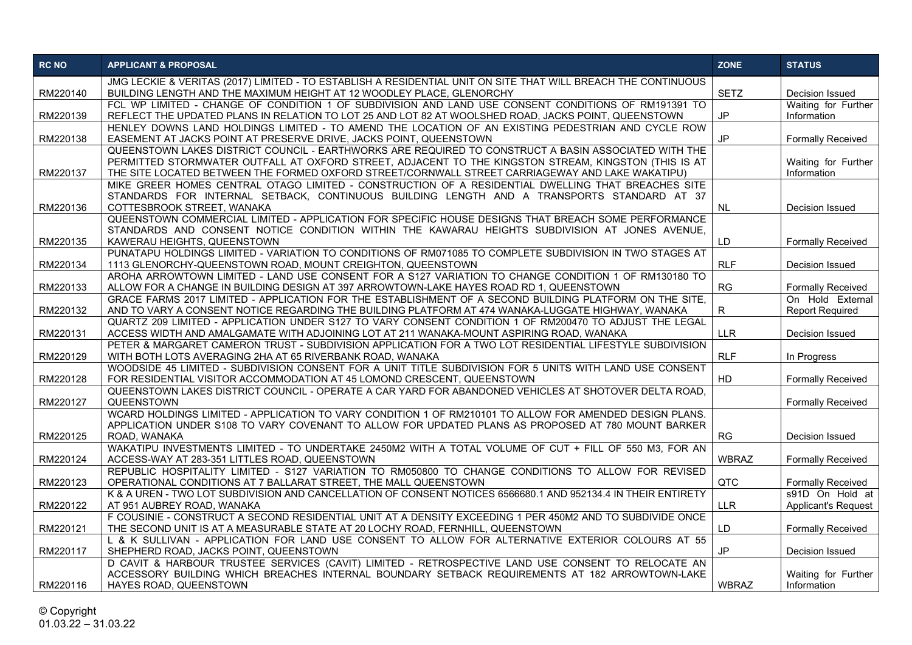| RC NO | APPLICANT & PROPOSAL | ZONE | STATUS |
|---|---|---|---|
| RM220140 | JMG LECKIE & VERITAS (2017) LIMITED - TO ESTABLISH A RESIDENTIAL UNIT ON SITE THAT WILL BREACH THE CONTINUOUS BUILDING LENGTH AND THE MAXIMUM HEIGHT AT 12 WOODLEY PLACE, GLENORCHY | SETZ | Decision Issued |
| RM220139 | FCL WP LIMITED - CHANGE OF CONDITION 1 OF SUBDIVISION AND LAND USE CONSENT CONDITIONS OF RM191391 TO REFLECT THE UPDATED PLANS IN RELATION TO LOT 25 AND LOT 82 AT WOOLSHED ROAD, JACKS POINT, QUEENSTOWN | JP | Waiting for Further Information |
| RM220138 | HENLEY DOWNS LAND HOLDINGS LIMITED - TO AMEND THE LOCATION OF AN EXISTING PEDESTRIAN AND CYCLE ROW EASEMENT AT JACKS POINT AT PRESERVE DRIVE, JACKS POINT, QUEENSTOWN | JP | Formally Received |
| RM220137 | QUEENSTOWN LAKES DISTRICT COUNCIL - EARTHWORKS ARE REQUIRED TO CONSTRUCT A BASIN ASSOCIATED WITH THE PERMITTED STORMWATER OUTFALL AT OXFORD STREET, ADJACENT TO THE KINGSTON STREAM, KINGSTON (THIS IS AT THE SITE LOCATED BETWEEN THE FORMED OXFORD STREET/CORNWALL STREET CARRIAGEWAY AND LAKE WAKATIPU) | | Waiting for Further Information |
| RM220136 | MIKE GREER HOMES CENTRAL OTAGO LIMITED - CONSTRUCTION OF A RESIDENTIAL DWELLING THAT BREACHES SITE STANDARDS FOR INTERNAL SETBACK, CONTINUOUS BUILDING LENGTH AND A TRANSPORTS STANDARD AT 37 COTTESBROOK STREET, WANAKA | NL | Decision Issued |
| RM220135 | QUEENSTOWN COMMERCIAL LIMITED - APPLICATION FOR SPECIFIC HOUSE DESIGNS THAT BREACH SOME PERFORMANCE STANDARDS AND CONSENT NOTICE CONDITION WITHIN THE KAWARAU HEIGHTS SUBDIVISION AT JONES AVENUE, KAWERAU HEIGHTS, QUEENSTOWN | LD | Formally Received |
| RM220134 | PUNATAPU HOLDINGS LIMITED - VARIATION TO CONDITIONS OF RM071085 TO COMPLETE SUBDIVISION IN TWO STAGES AT 1113 GLENORCHY-QUEENSTOWN ROAD, MOUNT CREIGHTON, QUEENSTOWN | RLF | Decision Issued |
| RM220133 | AROHA ARROWTOWN LIMITED - LAND USE CONSENT FOR A S127 VARIATION TO CHANGE CONDITION 1 OF RM130180 TO ALLOW FOR A CHANGE IN BUILDING DESIGN AT 397 ARROWTOWN-LAKE HAYES ROAD RD 1, QUEENSTOWN | RG | Formally Received |
| RM220132 | GRACE FARMS 2017 LIMITED - APPLICATION FOR THE ESTABLISHMENT OF A SECOND BUILDING PLATFORM ON THE SITE, AND TO VARY A CONSENT NOTICE REGARDING THE BUILDING PLATFORM AT 474 WANAKA-LUGGATE HIGHWAY, WANAKA | R | On Hold External Report Required |
| RM220131 | QUARTZ 209 LIMITED - APPLICATION UNDER S127 TO VARY CONSENT CONDITION 1 OF RM200470 TO ADJUST THE LEGAL ACCESS WIDTH AND AMALGAMATE WITH ADJOINING LOT AT 211 WANAKA-MOUNT ASPIRING ROAD, WANAKA | LLR | Decision Issued |
| RM220129 | PETER & MARGARET CAMERON TRUST - SUBDIVISION APPLICATION FOR A TWO LOT RESIDENTIAL LIFESTYLE SUBDIVISION WITH BOTH LOTS AVERAGING 2HA AT 65 RIVERBANK ROAD, WANAKA | RLF | In Progress |
| RM220128 | WOODSIDE 45 LIMITED - SUBDIVISION CONSENT FOR A UNIT TITLE SUBDIVISION FOR 5 UNITS WITH LAND USE CONSENT FOR RESIDENTIAL VISITOR ACCOMMODATION AT 45 LOMOND CRESCENT, QUEENSTOWN | HD | Formally Received |
| RM220127 | QUEENSTOWN LAKES DISTRICT COUNCIL - OPERATE A CAR YARD FOR ABANDONED VEHICLES AT SHOTOVER DELTA ROAD, QUEENSTOWN | | Formally Received |
| RM220125 | WCARD HOLDINGS LIMITED - APPLICATION TO VARY CONDITION 1 OF RM210101 TO ALLOW FOR AMENDED DESIGN PLANS. APPLICATION UNDER S108 TO VARY COVENANT TO ALLOW FOR UPDATED PLANS AS PROPOSED AT 780 MOUNT BARKER ROAD, WANAKA | RG | Decision Issued |
| RM220124 | WAKATIPU INVESTMENTS LIMITED - TO UNDERTAKE 2450M2 WITH A TOTAL VOLUME OF CUT + FILL OF 550 M3, FOR AN ACCESS-WAY AT 283-351 LITTLES ROAD, QUEENSTOWN | WBRAZ | Formally Received |
| RM220123 | REPUBLIC HOSPITALITY LIMITED - S127 VARIATION TO RM050800 TO CHANGE CONDITIONS TO ALLOW FOR REVISED OPERATIONAL CONDITIONS AT 7 BALLARAT STREET, THE MALL QUEENSTOWN | QTC | Formally Received |
| RM220122 | K & A UREN - TWO LOT SUBDIVISION AND CANCELLATION OF CONSENT NOTICES 6566680.1 AND 952134.4 IN THEIR ENTIRETY AT 951 AUBREY ROAD, WANAKA | LLR | s91D On Hold at Applicant's Request |
| RM220121 | F COUSINIE - CONSTRUCT A SECOND RESIDENTIAL UNIT AT A DENSITY EXCEEDING 1 PER 450M2 AND TO SUBDIVIDE ONCE THE SECOND UNIT IS AT A MEASURABLE STATE AT 20 LOCHY ROAD, FERNHILL, QUEENSTOWN | LD | Formally Received |
| RM220117 | L & K SULLIVAN - APPLICATION FOR LAND USE CONSENT TO ALLOW FOR ALTERNATIVE EXTERIOR COLOURS AT 55 SHEPHERD ROAD, JACKS POINT, QUEENSTOWN | JP | Decision Issued |
| RM220116 | D CAVIT & HARBOUR TRUSTEE SERVICES (CAVIT) LIMITED - RETROSPECTIVE LAND USE CONSENT TO RELOCATE AN ACCESSORY BUILDING WHICH BREACHES INTERNAL BOUNDARY SETBACK REQUIREMENTS AT 182 ARROWTOWN-LAKE HAYES ROAD, QUEENSTOWN | WBRAZ | Waiting for Further Information |

© Copyright
01.03.22 – 31.03.22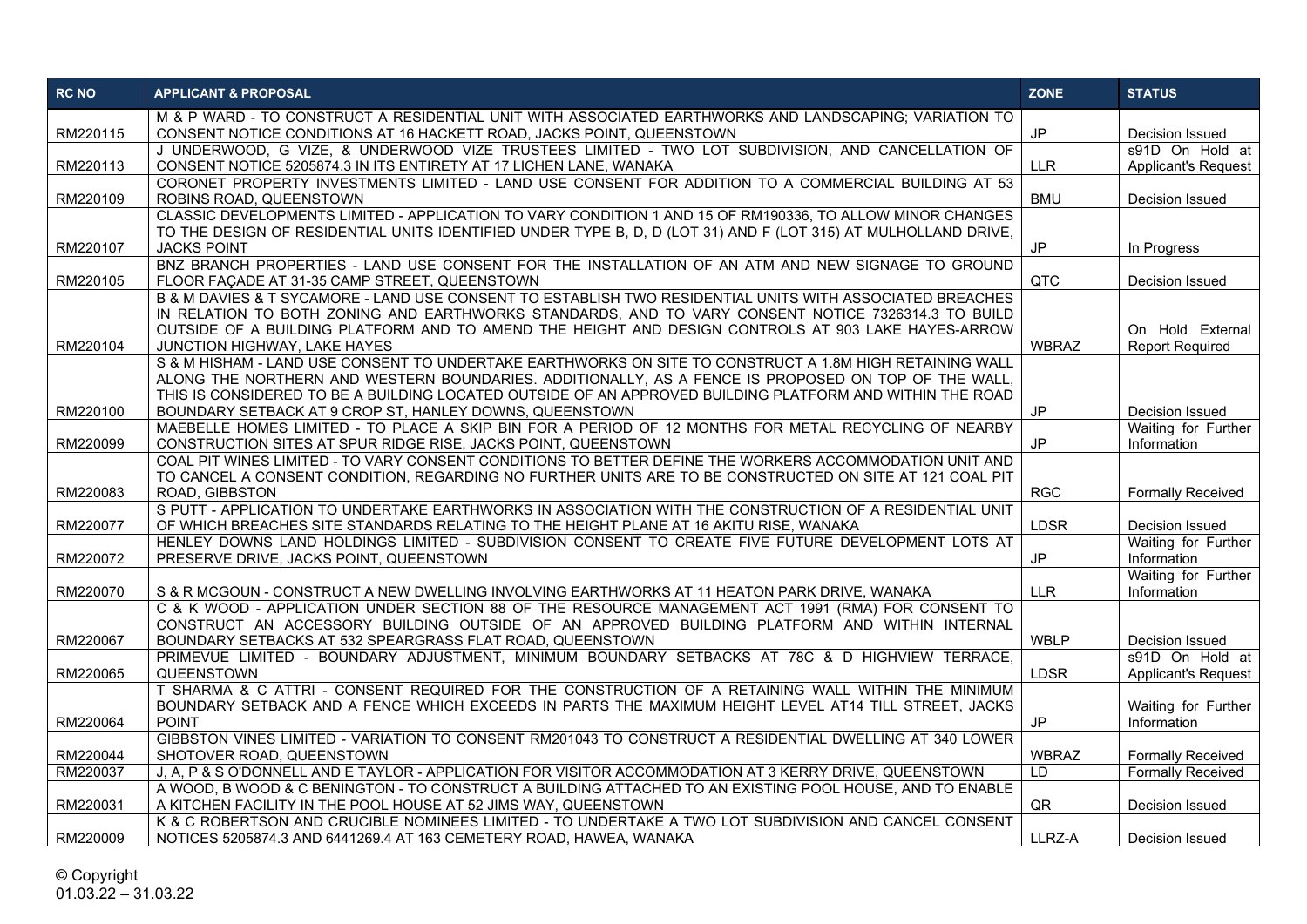| RC NO | APPLICANT & PROPOSAL | ZONE | STATUS |
|---|---|---|---|
| RM220115 | M & P WARD - TO CONSTRUCT A RESIDENTIAL UNIT WITH ASSOCIATED EARTHWORKS AND LANDSCAPING; VARIATION TO CONSENT NOTICE CONDITIONS AT 16 HACKETT ROAD, JACKS POINT, QUEENSTOWN | JP | Decision Issued |
| RM220113 | J UNDERWOOD, G VIZE, & UNDERWOOD VIZE TRUSTEES LIMITED - TWO LOT SUBDIVISION, AND CANCELLATION OF CONSENT NOTICE 5205874.3 IN ITS ENTIRETY AT 17 LICHEN LANE, WANAKA | LLR | s91D On Hold at Applicant's Request |
| RM220109 | CORONET PROPERTY INVESTMENTS LIMITED - LAND USE CONSENT FOR ADDITION TO A COMMERCIAL BUILDING AT 53 ROBINS ROAD, QUEENSTOWN | BMU | Decision Issued |
| RM220107 | CLASSIC DEVELOPMENTS LIMITED - APPLICATION TO VARY CONDITION 1 AND 15 OF RM190336, TO ALLOW MINOR CHANGES TO THE DESIGN OF RESIDENTIAL UNITS IDENTIFIED UNDER TYPE B, D, D (LOT 31) AND F (LOT 315) AT MULHOLLAND DRIVE, JACKS POINT | JP | In Progress |
| RM220105 | BNZ BRANCH PROPERTIES - LAND USE CONSENT FOR THE INSTALLATION OF AN ATM AND NEW SIGNAGE TO GROUND FLOOR FAÇADE AT 31-35 CAMP STREET, QUEENSTOWN | QTC | Decision Issued |
| RM220104 | B & M DAVIES & T SYCAMORE - LAND USE CONSENT TO ESTABLISH TWO RESIDENTIAL UNITS WITH ASSOCIATED BREACHES IN RELATION TO BOTH ZONING AND EARTHWORKS STANDARDS, AND TO VARY CONSENT NOTICE 7326314.3 TO BUILD OUTSIDE OF A BUILDING PLATFORM AND TO AMEND THE HEIGHT AND DESIGN CONTROLS AT 903 LAKE HAYES-ARROW JUNCTION HIGHWAY, LAKE HAYES | WBRAZ | On Hold External Report Required |
| RM220100 | S & M HISHAM - LAND USE CONSENT TO UNDERTAKE EARTHWORKS ON SITE TO CONSTRUCT A 1.8M HIGH RETAINING WALL ALONG THE NORTHERN AND WESTERN BOUNDARIES. ADDITIONALLY, AS A FENCE IS PROPOSED ON TOP OF THE WALL, THIS IS CONSIDERED TO BE A BUILDING LOCATED OUTSIDE OF AN APPROVED BUILDING PLATFORM AND WITHIN THE ROAD BOUNDARY SETBACK AT 9 CROP ST, HANLEY DOWNS, QUEENSTOWN | JP | Decision Issued |
| RM220099 | MAEBELLE HOMES LIMITED - TO PLACE A SKIP BIN FOR A PERIOD OF 12 MONTHS FOR METAL RECYCLING OF NEARBY CONSTRUCTION SITES AT SPUR RIDGE RISE, JACKS POINT, QUEENSTOWN | JP | Waiting for Further Information |
| RM220083 | COAL PIT WINES LIMITED - TO VARY CONSENT CONDITIONS TO BETTER DEFINE THE WORKERS ACCOMMODATION UNIT AND TO CANCEL A CONSENT CONDITION, REGARDING NO FURTHER UNITS ARE TO BE CONSTRUCTED ON SITE AT 121 COAL PIT ROAD, GIBBSTON | RGC | Formally Received |
| RM220077 | S PUTT - APPLICATION TO UNDERTAKE EARTHWORKS IN ASSOCIATION WITH THE CONSTRUCTION OF A RESIDENTIAL UNIT OF WHICH BREACHES SITE STANDARDS RELATING TO THE HEIGHT PLANE AT 16 AKITU RISE, WANAKA | LDSR | Decision Issued |
| RM220072 | HENLEY DOWNS LAND HOLDINGS LIMITED - SUBDIVISION CONSENT TO CREATE FIVE FUTURE DEVELOPMENT LOTS AT PRESERVE DRIVE, JACKS POINT, QUEENSTOWN | JP | Waiting for Further Information |
| RM220070 | S & R MCGOUN - CONSTRUCT A NEW DWELLING INVOLVING EARTHWORKS AT 11 HEATON PARK DRIVE, WANAKA | LLR | Waiting for Further Information |
| RM220067 | C & K WOOD - APPLICATION UNDER SECTION 88 OF THE RESOURCE MANAGEMENT ACT 1991 (RMA) FOR CONSENT TO CONSTRUCT AN ACCESSORY BUILDING OUTSIDE OF AN APPROVED BUILDING PLATFORM AND WITHIN INTERNAL BOUNDARY SETBACKS AT 532 SPEARGRASS FLAT ROAD, QUEENSTOWN | WBLP | Decision Issued |
| RM220065 | PRIMEVUE LIMITED - BOUNDARY ADJUSTMENT, MINIMUM BOUNDARY SETBACKS AT 78C & D HIGHVIEW TERRACE, QUEENSTOWN | LDSR | s91D On Hold at Applicant's Request |
| RM220064 | T SHARMA & C ATTRI - CONSENT REQUIRED FOR THE CONSTRUCTION OF A RETAINING WALL WITHIN THE MINIMUM BOUNDARY SETBACK AND A FENCE WHICH EXCEEDS IN PARTS THE MAXIMUM HEIGHT LEVEL AT14 TILL STREET, JACKS POINT | JP | Waiting for Further Information |
| RM220044 | GIBBSTON VINES LIMITED - VARIATION TO CONSENT RM201043 TO CONSTRUCT A RESIDENTIAL DWELLING AT 340 LOWER SHOTOVER ROAD, QUEENSTOWN | WBRAZ | Formally Received |
| RM220037 | J, A, P & S O'DONNELL AND E TAYLOR - APPLICATION FOR VISITOR ACCOMMODATION AT 3 KERRY DRIVE, QUEENSTOWN | LD | Formally Received |
| RM220031 | A WOOD, B WOOD & C BENINGTON - TO CONSTRUCT A BUILDING ATTACHED TO AN EXISTING POOL HOUSE, AND TO ENABLE A KITCHEN FACILITY IN THE POOL HOUSE AT 52 JIMS WAY, QUEENSTOWN | QR | Decision Issued |
| RM220009 | K & C ROBERTSON AND CRUCIBLE NOMINEES LIMITED - TO UNDERTAKE A TWO LOT SUBDIVISION AND CANCEL CONSENT NOTICES 5205874.3 AND 6441269.4 AT 163 CEMETERY ROAD, HAWEA, WANAKA | LLRZ-A | Decision Issued |

© Copyright
01.03.22 – 31.03.22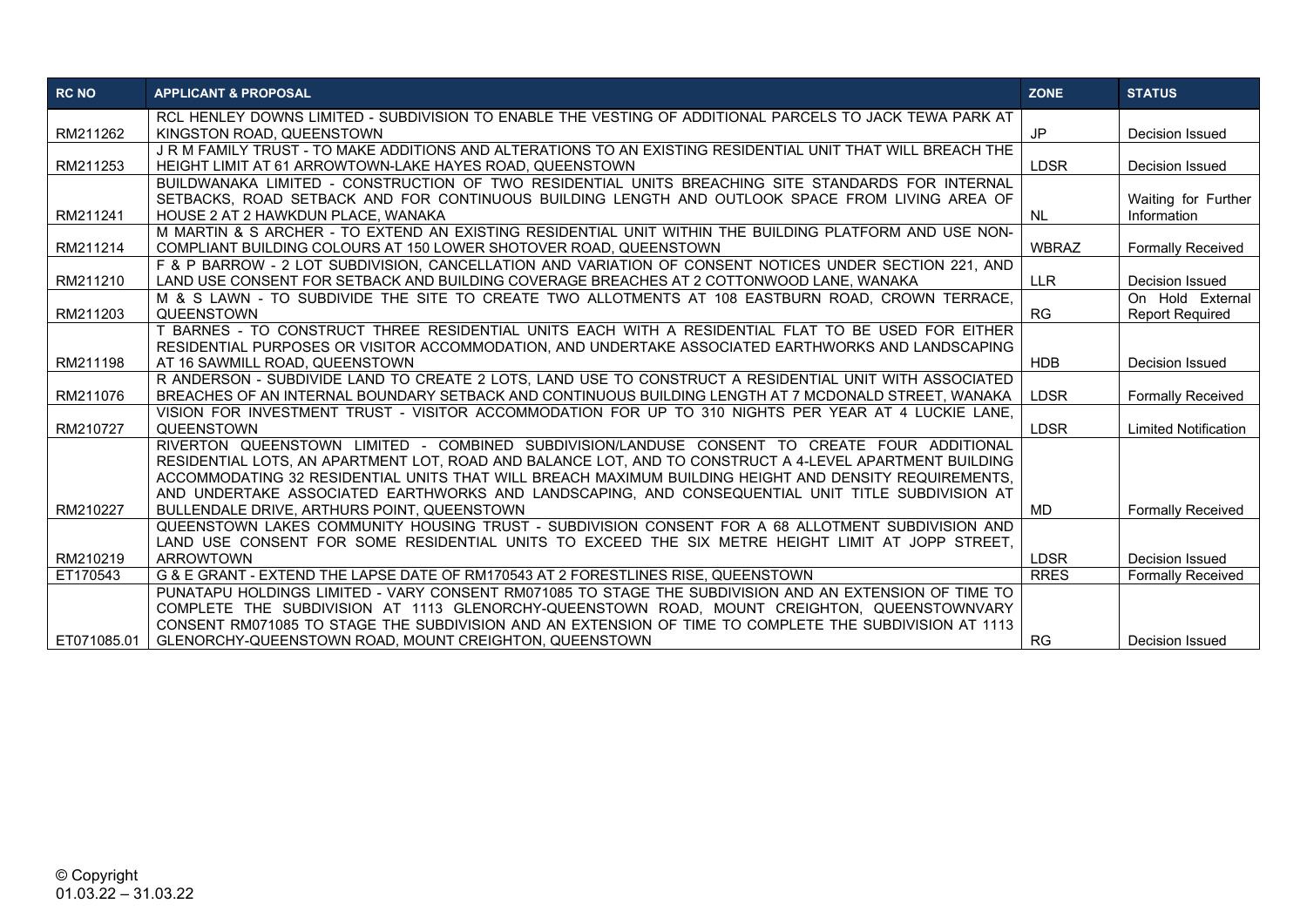| RC NO | APPLICANT & PROPOSAL | ZONE | STATUS |
|---|---|---|---|
| RM211262 | RCL HENLEY DOWNS LIMITED - SUBDIVISION TO ENABLE THE VESTING OF ADDITIONAL PARCELS TO JACK TEWA PARK AT KINGSTON ROAD, QUEENSTOWN | JP | Decision Issued |
| RM211253 | J R M FAMILY TRUST - TO MAKE ADDITIONS AND ALTERATIONS TO AN EXISTING RESIDENTIAL UNIT THAT WILL BREACH THE HEIGHT LIMIT AT 61 ARROWTOWN-LAKE HAYES ROAD, QUEENSTOWN | LDSR | Decision Issued |
| RM211241 | BUILDWANAKA LIMITED - CONSTRUCTION OF TWO RESIDENTIAL UNITS BREACHING SITE STANDARDS FOR INTERNAL SETBACKS, ROAD SETBACK AND FOR CONTINUOUS BUILDING LENGTH AND OUTLOOK SPACE FROM LIVING AREA OF HOUSE 2 AT 2 HAWKDUN PLACE, WANAKA | NL | Waiting for Further Information |
| RM211214 | M MARTIN & S ARCHER - TO EXTEND AN EXISTING RESIDENTIAL UNIT WITHIN THE BUILDING PLATFORM AND USE NON-COMPLIANT BUILDING COLOURS AT 150 LOWER SHOTOVER ROAD, QUEENSTOWN | WBRAZ | Formally Received |
| RM211210 | F & P BARROW - 2 LOT SUBDIVISION, CANCELLATION AND VARIATION OF CONSENT NOTICES UNDER SECTION 221, AND LAND USE CONSENT FOR SETBACK AND BUILDING COVERAGE BREACHES AT 2 COTTONWOOD LANE, WANAKA | LLR | Decision Issued |
| RM211203 | M & S LAWN - TO SUBDIVIDE THE SITE TO CREATE TWO ALLOTMENTS AT 108 EASTBURN ROAD, CROWN TERRACE, QUEENSTOWN | RG | On Hold External Report Required |
| RM211198 | T BARNES - TO CONSTRUCT THREE RESIDENTIAL UNITS EACH WITH A RESIDENTIAL FLAT TO BE USED FOR EITHER RESIDENTIAL PURPOSES OR VISITOR ACCOMMODATION, AND UNDERTAKE ASSOCIATED EARTHWORKS AND LANDSCAPING AT 16 SAWMILL ROAD, QUEENSTOWN | HDB | Decision Issued |
| RM211076 | R ANDERSON - SUBDIVIDE LAND TO CREATE 2 LOTS, LAND USE TO CONSTRUCT A RESIDENTIAL UNIT WITH ASSOCIATED BREACHES OF AN INTERNAL BOUNDARY SETBACK AND CONTINUOUS BUILDING LENGTH AT 7 MCDONALD STREET, WANAKA | LDSR | Formally Received |
| RM210727 | VISION FOR INVESTMENT TRUST - VISITOR ACCOMMODATION FOR UP TO 310 NIGHTS PER YEAR AT 4 LUCKIE LANE, QUEENSTOWN | LDSR | Limited Notification |
| RM210227 | RIVERTON QUEENSTOWN LIMITED - COMBINED SUBDIVISION/LANDUSE CONSENT TO CREATE FOUR ADDITIONAL RESIDENTIAL LOTS, AN APARTMENT LOT, ROAD AND BALANCE LOT, AND TO CONSTRUCT A 4-LEVEL APARTMENT BUILDING ACCOMMODATING 32 RESIDENTIAL UNITS THAT WILL BREACH MAXIMUM BUILDING HEIGHT AND DENSITY REQUIREMENTS, AND UNDERTAKE ASSOCIATED EARTHWORKS AND LANDSCAPING, AND CONSEQUENTIAL UNIT TITLE SUBDIVISION AT BULLENDALE DRIVE, ARTHURS POINT, QUEENSTOWN | MD | Formally Received |
| RM210219 | QUEENSTOWN LAKES COMMUNITY HOUSING TRUST - SUBDIVISION CONSENT FOR A 68 ALLOTMENT SUBDIVISION AND LAND USE CONSENT FOR SOME RESIDENTIAL UNITS TO EXCEED THE SIX METRE HEIGHT LIMIT AT JOPP STREET, ARROWTOWN | LDSR | Decision Issued |
| ET170543 | G & E GRANT - EXTEND THE LAPSE DATE OF RM170543 AT 2 FORESTLINES RISE, QUEENSTOWN | RRES | Formally Received |
| ET071085.01 | PUNATAPU HOLDINGS LIMITED - VARY CONSENT RM071085 TO STAGE THE SUBDIVISION AND AN EXTENSION OF TIME TO COMPLETE THE SUBDIVISION AT 1113 GLENORCHY-QUEENSTOWN ROAD, MOUNT CREIGHTON, QUEENSTOWNVARY CONSENT RM071085 TO STAGE THE SUBDIVISION AND AN EXTENSION OF TIME TO COMPLETE THE SUBDIVISION AT 1113 GLENORCHY-QUEENSTOWN ROAD, MOUNT CREIGHTON, QUEENSTOWN | RG | Decision Issued |

© Copyright
01.03.22 – 31.03.22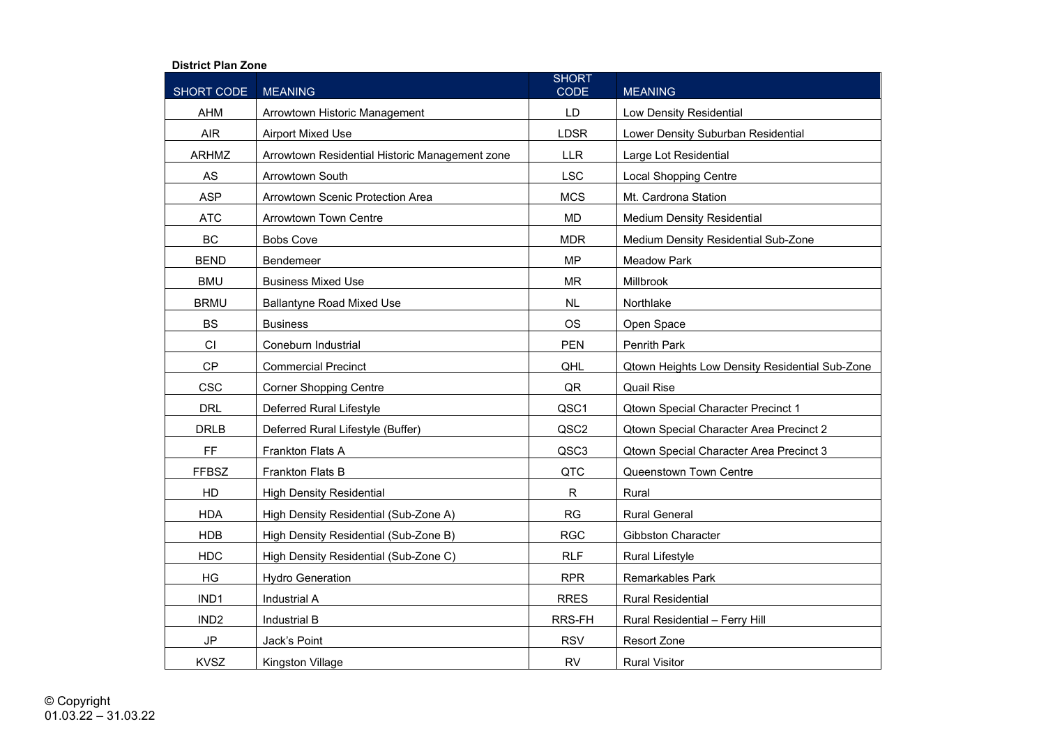**District Plan Zone**

| SHORT CODE | MEANING | SHORT CODE | MEANING |
|---|---|---|---|
| AHM | Arrowtown Historic Management | LD | Low Density Residential |
| AIR | Airport Mixed Use | LDSR | Lower Density Suburban Residential |
| ARHMZ | Arrowtown Residential Historic Management zone | LLR | Large Lot Residential |
| AS | Arrowtown South | LSC | Local Shopping Centre |
| ASP | Arrowtown Scenic Protection Area | MCS | Mt. Cardrona Station |
| ATC | Arrowtown Town Centre | MD | Medium Density Residential |
| BC | Bobs Cove | MDR | Medium Density Residential Sub-Zone |
| BEND | Bendemeer | MP | Meadow Park |
| BMU | Business Mixed Use | MR | Millbrook |
| BRMU | Ballantyne Road Mixed Use | NL | Northlake |
| BS | Business | OS | Open Space |
| CI | Coneburn Industrial | PEN | Penrith Park |
| CP | Commercial Precinct | QHL | Qtown Heights Low Density Residential Sub-Zone |
| CSC | Corner Shopping Centre | QR | Quail Rise |
| DRL | Deferred Rural Lifestyle | QSC1 | Qtown Special Character Precinct 1 |
| DRLB | Deferred Rural Lifestyle (Buffer) | QSC2 | Qtown Special Character Area Precinct 2 |
| FF | Frankton Flats A | QSC3 | Qtown Special Character Area Precinct 3 |
| FFBSZ | Frankton Flats B | QTC | Queenstown Town Centre |
| HD | High Density Residential | R | Rural |
| HDA | High Density Residential (Sub-Zone A) | RG | Rural General |
| HDB | High Density Residential (Sub-Zone B) | RGC | Gibbston Character |
| HDC | High Density Residential (Sub-Zone C) | RLF | Rural Lifestyle |
| HG | Hydro Generation | RPR | Remarkables Park |
| IND1 | Industrial A | RRES | Rural Residential |
| IND2 | Industrial B | RRS-FH | Rural Residential – Ferry Hill |
| JP | Jack's Point | RSV | Resort Zone |
| KVSZ | Kingston Village | RV | Rural Visitor |

© Copyright
01.03.22 – 31.03.22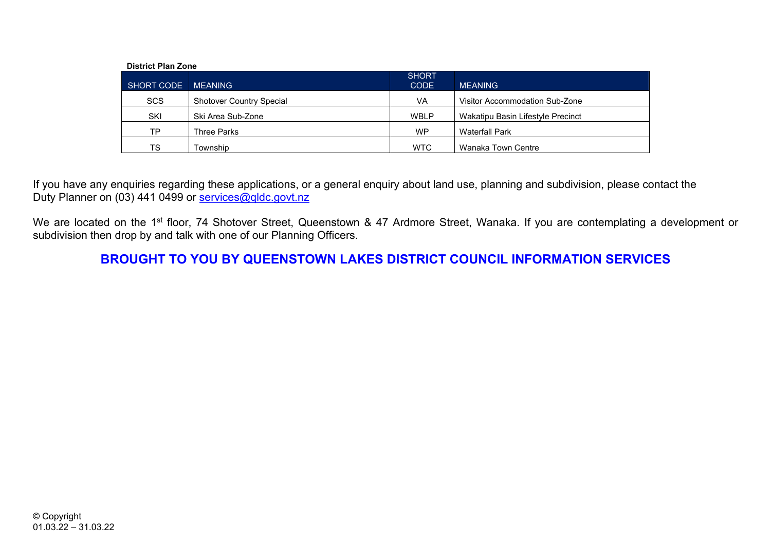**District Plan Zone**

| SHORT CODE | MEANING | SHORT CODE | MEANING |
|---|---|---|---|
| SCS | Shotover Country Special | VA | Visitor Accommodation Sub-Zone |
| SKI | Ski Area Sub-Zone | WBLP | Wakatipu Basin Lifestyle Precinct |
| TP | Three Parks | WP | Waterfall Park |
| TS | Township | WTC | Wanaka Town Centre |

If you have any enquiries regarding these applications, or a general enquiry about land use, planning and subdivision, please contact the Duty Planner on (03) 441 0499 or services@qldc.govt.nz

We are located on the 1st floor, 74 Shotover Street, Queenstown & 47 Ardmore Street, Wanaka. If you are contemplating a development or subdivision then drop by and talk with one of our Planning Officers.

**BROUGHT TO YOU BY QUEENSTOWN LAKES DISTRICT COUNCIL INFORMATION SERVICES**

© Copyright
01.03.22 – 31.03.22